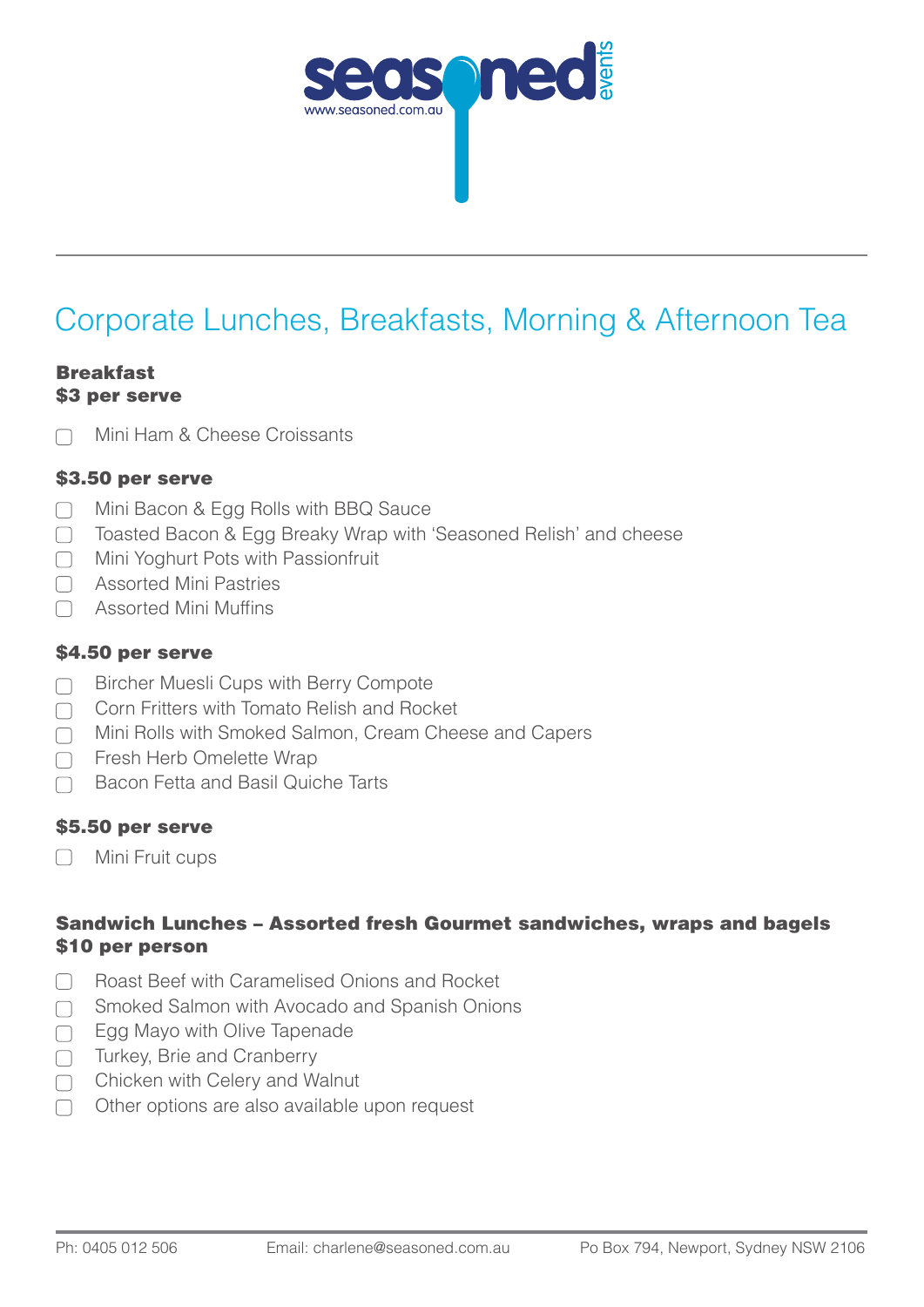seasoned events

www.seasoned.com.au

# Corporate Lunches, Breakfasts, Morning & Afternoon Tea

**Breakfast**
**$3 per serve**

- ☐ Mini Ham & Cheese Croissants

**$3.50 per serve**

- ☐ Mini Bacon & Egg Rolls with BBQ Sauce
- ☐ Toasted Bacon & Egg Breaky Wrap with 'Seasoned Relish' and cheese
- ☐ Mini Yoghurt Pots with Passionfruit
- ☐ Assorted Mini Pastries
- ☐ Assorted Mini Muffins

**$4.50 per serve**

- ☐ Bircher Muesli Cups with Berry Compote
- ☐ Corn Fritters with Tomato Relish and Rocket
- ☐ Mini Rolls with Smoked Salmon, Cream Cheese and Capers
- ☐ Fresh Herb Omelette Wrap
- ☐ Bacon Fetta and Basil Quiche Tarts

**$5.50 per serve**

- ☐ Mini Fruit cups

**Sandwich Lunches – Assorted fresh Gourmet sandwiches, wraps and bagels**
**$10 per person**

- ☐ Roast Beef with Caramelised Onions and Rocket
- ☐ Smoked Salmon with Avocado and Spanish Onions
- ☐ Egg Mayo with Olive Tapenade
- ☐ Turkey, Brie and Cranberry
- ☐ Chicken with Celery and Walnut
- ☐ Other options are also available upon request

Ph: 0405 012 506 Email: charlene@seasoned.com.au Po Box 794, Newport, Sydney NSW 2106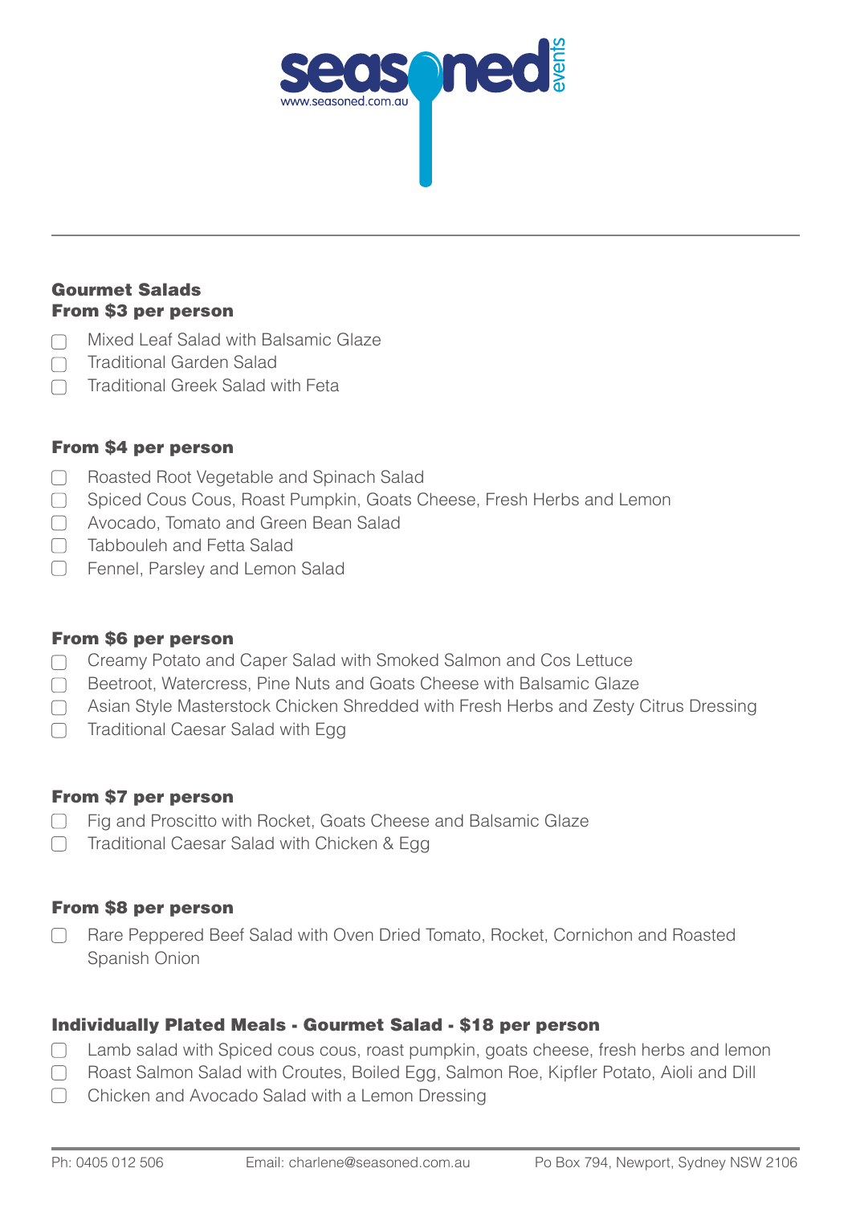## Gourmet Salads
**From $3 per person**

- ▢ Mixed Leaf Salad with Balsamic Glaze
- ▢ Traditional Garden Salad
- ▢ Traditional Greek Salad with Feta

**From $4 per person**

- ▢ Roasted Root Vegetable and Spinach Salad
- ▢ Spiced Cous Cous, Roast Pumpkin, Goats Cheese, Fresh Herbs and Lemon
- ▢ Avocado, Tomato and Green Bean Salad
- ▢ Tabbouleh and Fetta Salad
- ▢ Fennel, Parsley and Lemon Salad

**From $6 per person**

- ▢ Creamy Potato and Caper Salad with Smoked Salmon and Cos Lettuce
- ▢ Beetroot, Watercress, Pine Nuts and Goats Cheese with Balsamic Glaze
- ▢ Asian Style Masterstock Chicken Shredded with Fresh Herbs and Zesty Citrus Dressing
- ▢ Traditional Caesar Salad with Egg

**From $7 per person**

- ▢ Fig and Proscitto with Rocket, Goats Cheese and Balsamic Glaze
- ▢ Traditional Caesar Salad with Chicken & Egg

**From $8 per person**

- ▢ Rare Peppered Beef Salad with Oven Dried Tomato, Rocket, Cornichon and Roasted Spanish Onion

## Individually Plated Meals - Gourmet Salad - $18 per person

- ▢ Lamb salad with Spiced cous cous, roast pumpkin, goats cheese, fresh herbs and lemon
- ▢ Roast Salmon Salad with Croutes, Boiled Egg, Salmon Roe, Kipfler Potato, Aioli and Dill
- ▢ Chicken and Avocado Salad with a Lemon Dressing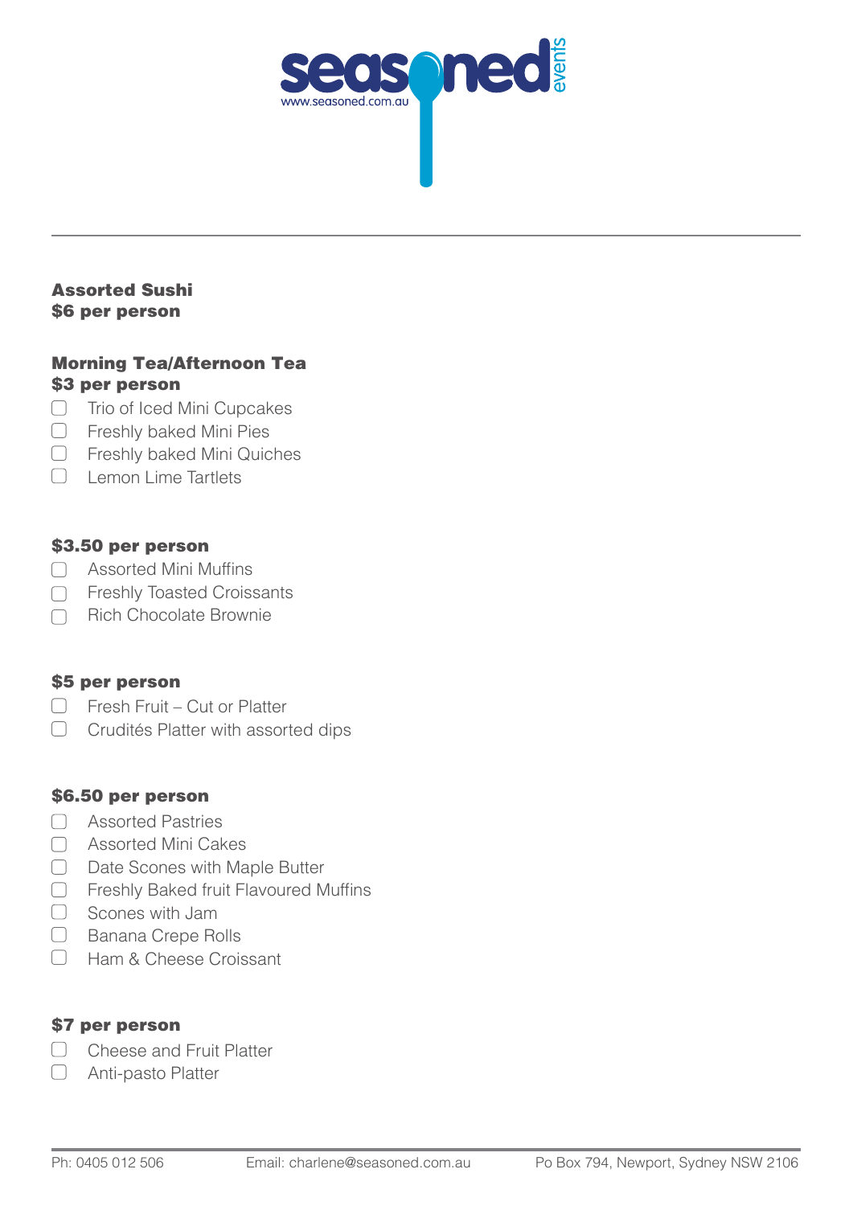**Assorted Sushi**
**$6 per person**

**Morning Tea/Afternoon Tea**
**$3 per person**

- ☐ Trio of Iced Mini Cupcakes
- ☐ Freshly baked Mini Pies
- ☐ Freshly baked Mini Quiches
- ☐ Lemon Lime Tartlets

**$3.50 per person**

- ☐ Assorted Mini Muffins
- ☐ Freshly Toasted Croissants
- ☐ Rich Chocolate Brownie

**$5 per person**

- ☐ Fresh Fruit – Cut or Platter
- ☐ Crudités Platter with assorted dips

**$6.50 per person**

- ☐ Assorted Pastries
- ☐ Assorted Mini Cakes
- ☐ Date Scones with Maple Butter
- ☐ Freshly Baked fruit Flavoured Muffins
- ☐ Scones with Jam
- ☐ Banana Crepe Rolls
- ☐ Ham & Cheese Croissant

**$7 per person**

- ☐ Cheese and Fruit Platter
- ☐ Anti-pasto Platter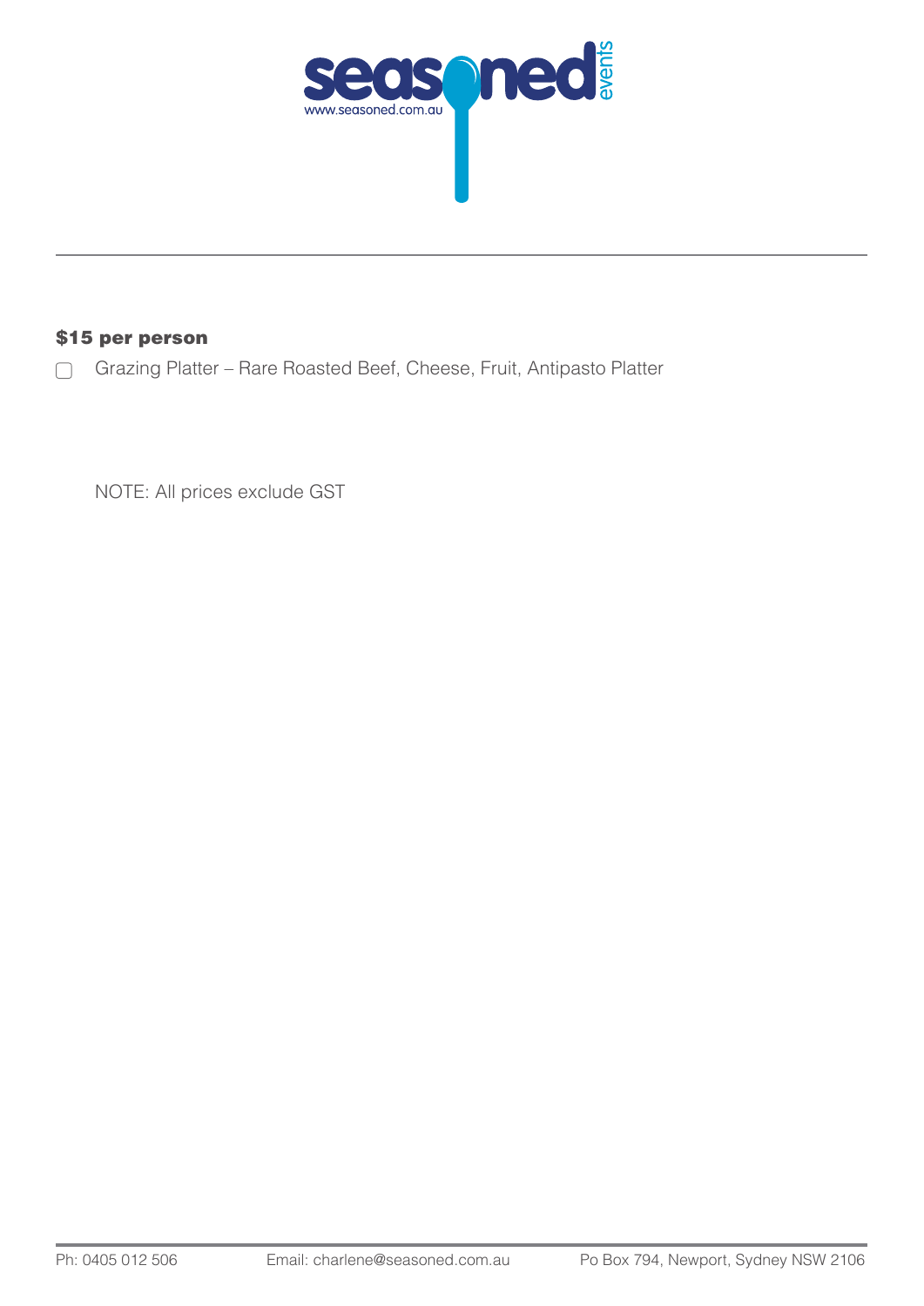**$15 per person**

- [ ] Grazing Platter – Rare Roasted Beef, Cheese, Fruit, Antipasto Platter

NOTE: All prices exclude GST